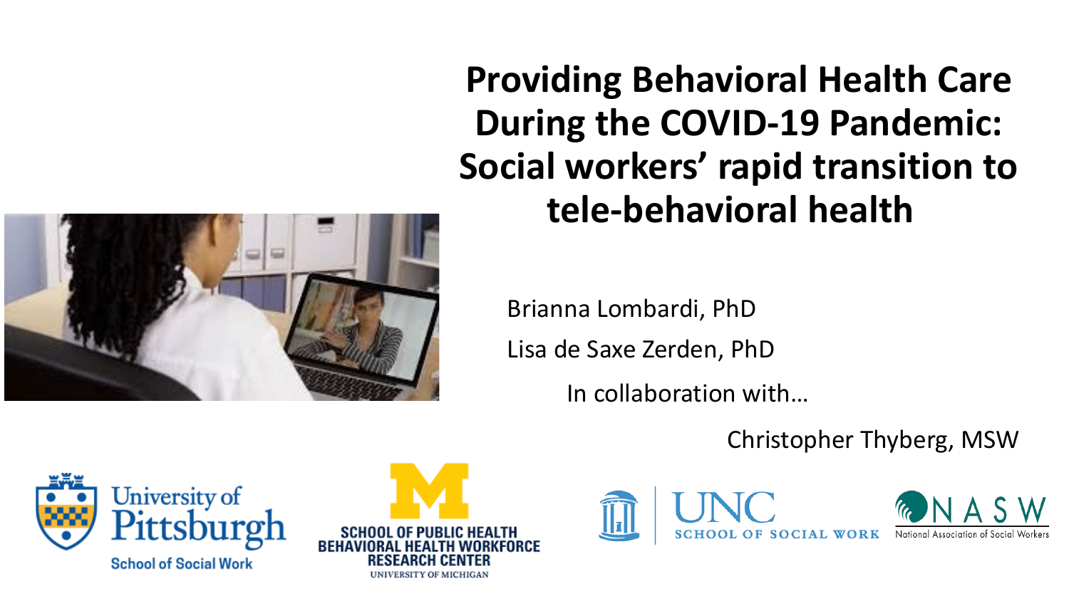# Providing Behavioral Health Care During the COVID-19 Pandemic: Social workers' rapid transition to tele-behavioral health

Brianna Lombardi, PhD

Lisa de Saxe Zerden, PhD

In collaboration with…

Christopher Thyberg, MSW

University of Pittsburgh School of Social Work

School of Public Health Behavioral Health Workforce Research Center, University of Michigan

UNC School of Social Work

NASW National Association of Social Workers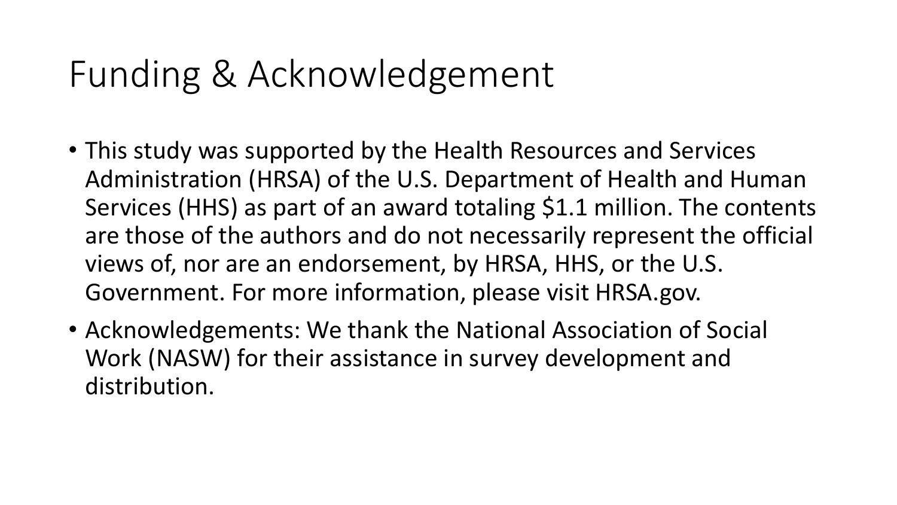# Funding & Acknowledgement

- This study was supported by the Health Resources and Services Administration (HRSA) of the U.S. Department of Health and Human Services (HHS) as part of an award totaling $1.1 million. The contents are those of the authors and do not necessarily represent the official views of, nor are an endorsement, by HRSA, HHS, or the U.S. Government. For more information, please visit HRSA.gov.
- Acknowledgements: We thank the National Association of Social Work (NASW) for their assistance in survey development and distribution.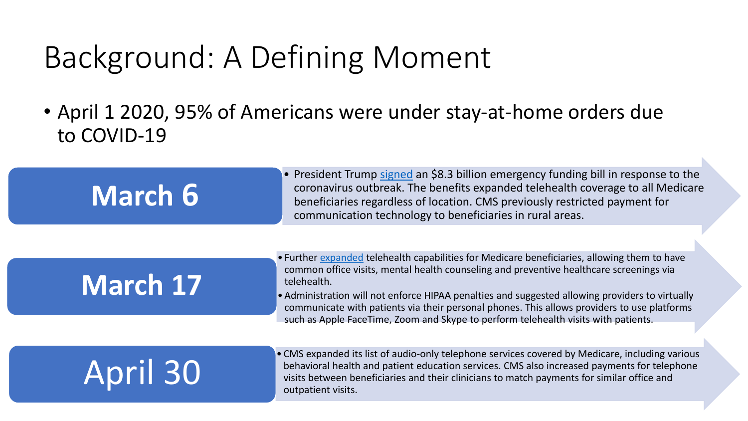# Background: A Defining Moment

- April 1 2020, 95% of Americans were under stay-at-home orders due to COVID-19

**March 6**

- President Trump signed an $8.3 billion emergency funding bill in response to the coronavirus outbreak. The benefits expanded telehealth coverage to all Medicare beneficiaries regardless of location. CMS previously restricted payment for communication technology to beneficiaries in rural areas.

**March 17**

- Further expanded telehealth capabilities for Medicare beneficiaries, allowing them to have common office visits, mental health counseling and preventive healthcare screenings via telehealth.
- Administration will not enforce HIPAA penalties and suggested allowing providers to virtually communicate with patients via their personal phones. This allows providers to use platforms such as Apple FaceTime, Zoom and Skype to perform telehealth visits with patients.

**April 30**

- CMS expanded its list of audio-only telephone services covered by Medicare, including various behavioral health and patient education services. CMS also increased payments for telephone visits between beneficiaries and their clinicians to match payments for similar office and outpatient visits.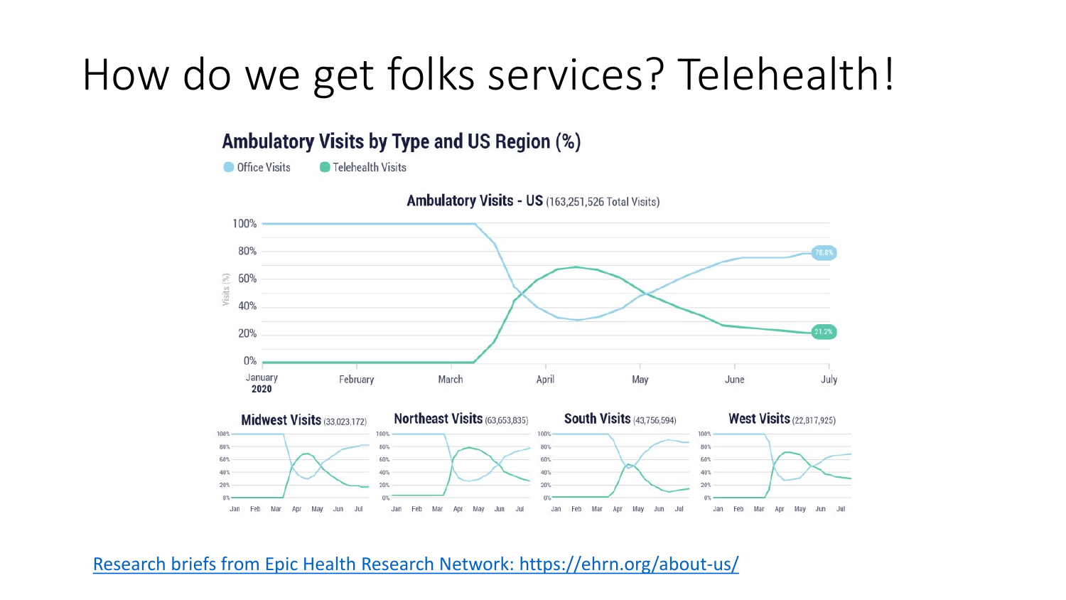# How do we get folks services? Telehealth!

## Ambulatory Visits by Type and US Region (%)

Office Visits · Telehealth Visits

**Ambulatory Visits - US** (163,251,526 Total Visits)

**Midwest Visits** (33,023,172) · **Northeast Visits** (63,653,835) · **South Visits** (43,756,594) · **West Visits** (22,817,925)

[Research briefs from Epic Health Research Network: https://ehrn.org/about-us/](https://ehrn.org/about-us/)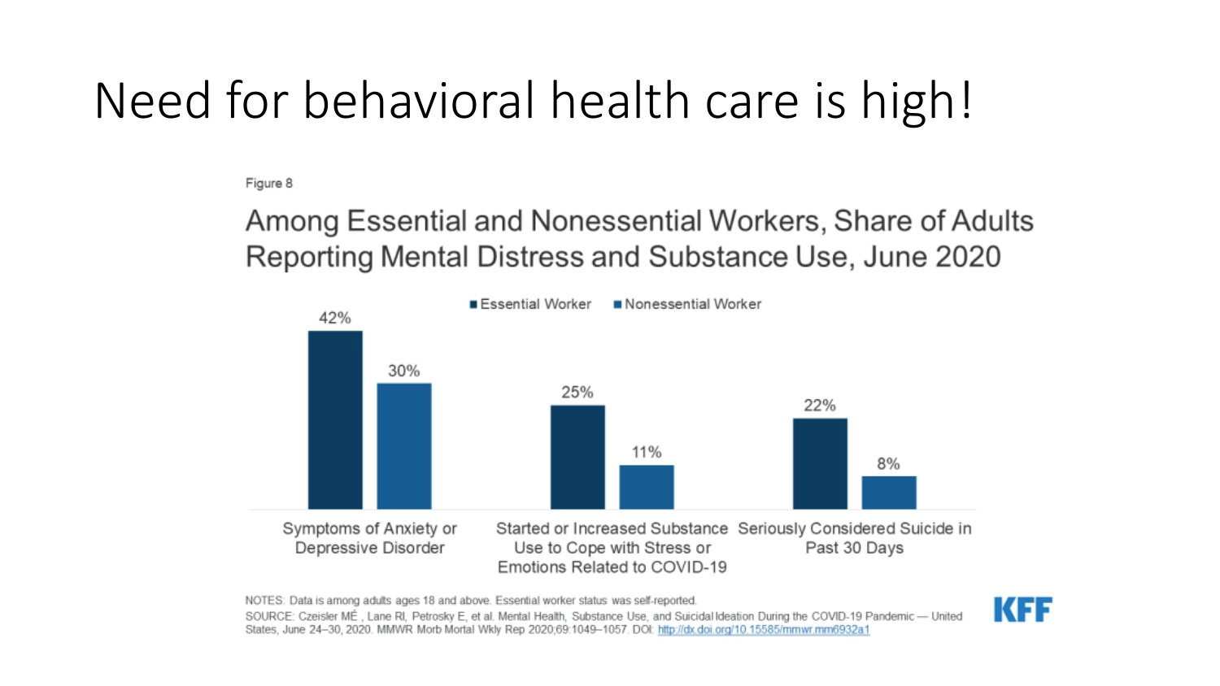# Need for behavioral health care is high!

Figure 8

## Among Essential and Nonessential Workers, Share of Adults Reporting Mental Distress and Substance Use, June 2020

| | Essential Worker | Nonessential Worker |
|---|---|---|
| Symptoms of Anxiety or Depressive Disorder | 42% | 30% |
| Started or Increased Substance Use to Cope with Stress or Emotions Related to COVID-19 | 25% | 11% |
| Seriously Considered Suicide in Past 30 Days | 22% | 8% |

NOTES: Data is among adults ages 18 and above. Essential worker status was self-reported.

SOURCE: Czeisler MÉ , Lane RI, Petrosky E, et al. Mental Health, Substance Use, and Suicidal Ideation During the COVID-19 Pandemic — United States, June 24–30, 2020. MMWR Morb Mortal Wkly Rep 2020;69:1049–1057. DOI: http://dx.doi.org/10.15585/mmwr.mm6932a1

KFF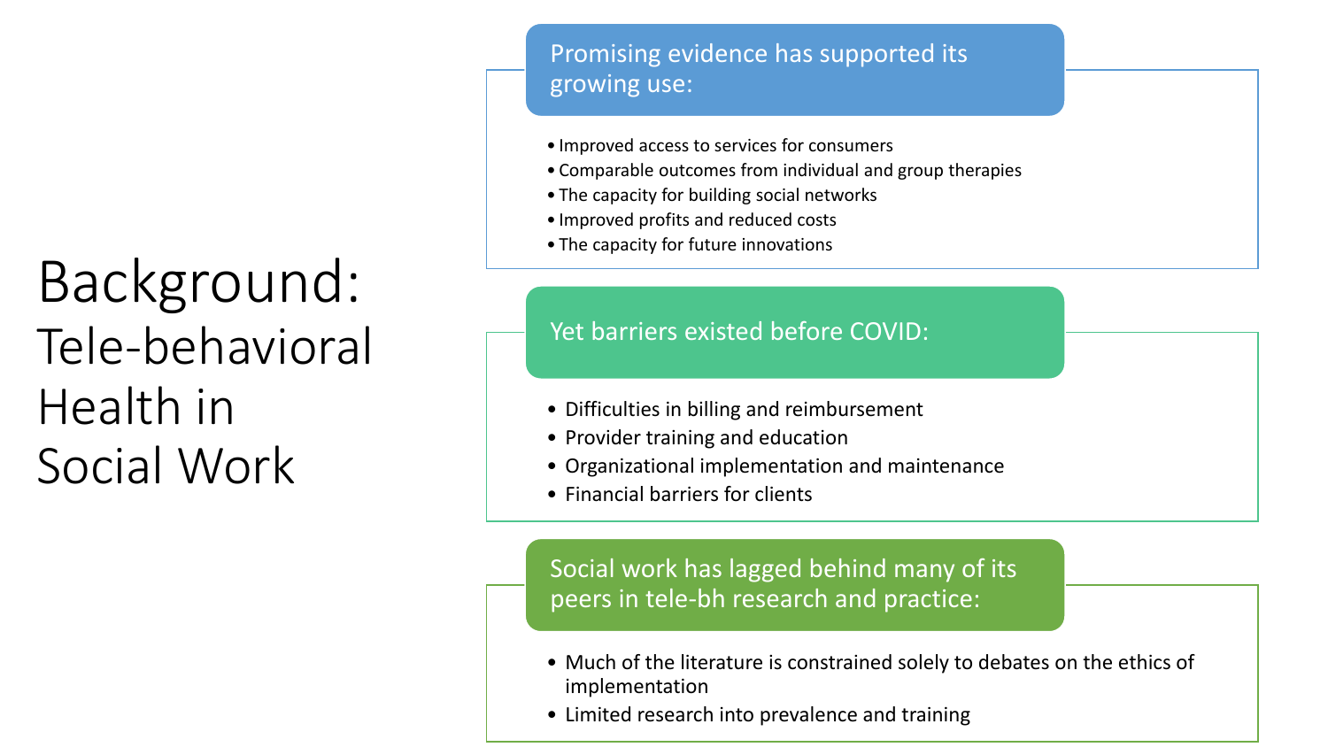# Background: Tele-behavioral Health in Social Work

## Promising evidence has supported its growing use:

- Improved access to services for consumers
- Comparable outcomes from individual and group therapies
- The capacity for building social networks
- Improved profits and reduced costs
- The capacity for future innovations

## Yet barriers existed before COVID:

- Difficulties in billing and reimbursement
- Provider training and education
- Organizational implementation and maintenance
- Financial barriers for clients

## Social work has lagged behind many of its peers in tele-bh research and practice:

- Much of the literature is constrained solely to debates on the ethics of implementation
- Limited research into prevalence and training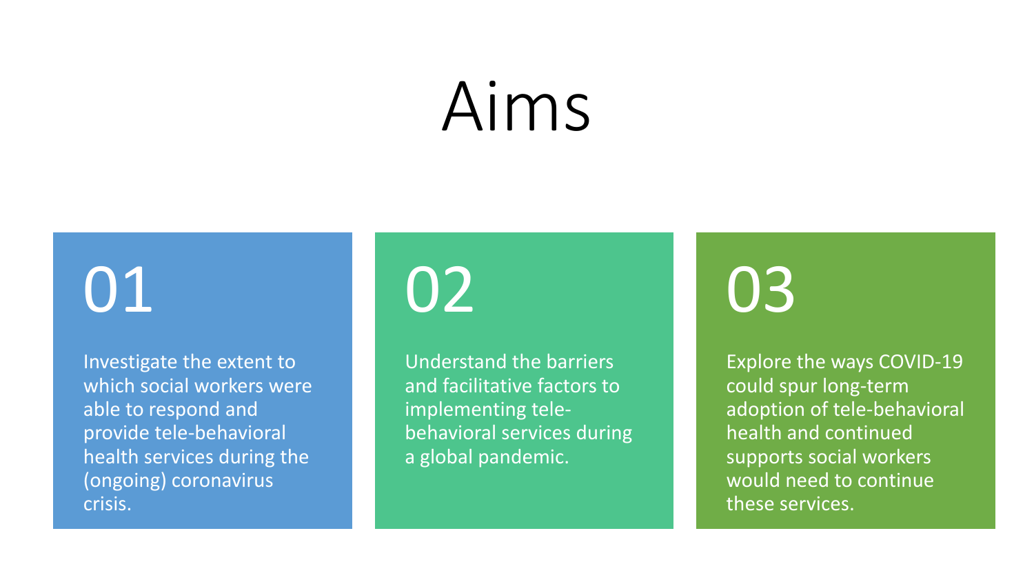# Aims

## 01

Investigate the extent to which social workers were able to respond and provide tele-behavioral health services during the (ongoing) coronavirus crisis.

## 02

Understand the barriers and facilitative factors to implementing tele-behavioral services during a global pandemic.

## 03

Explore the ways COVID-19 could spur long-term adoption of tele-behavioral health and continued supports social workers would need to continue these services.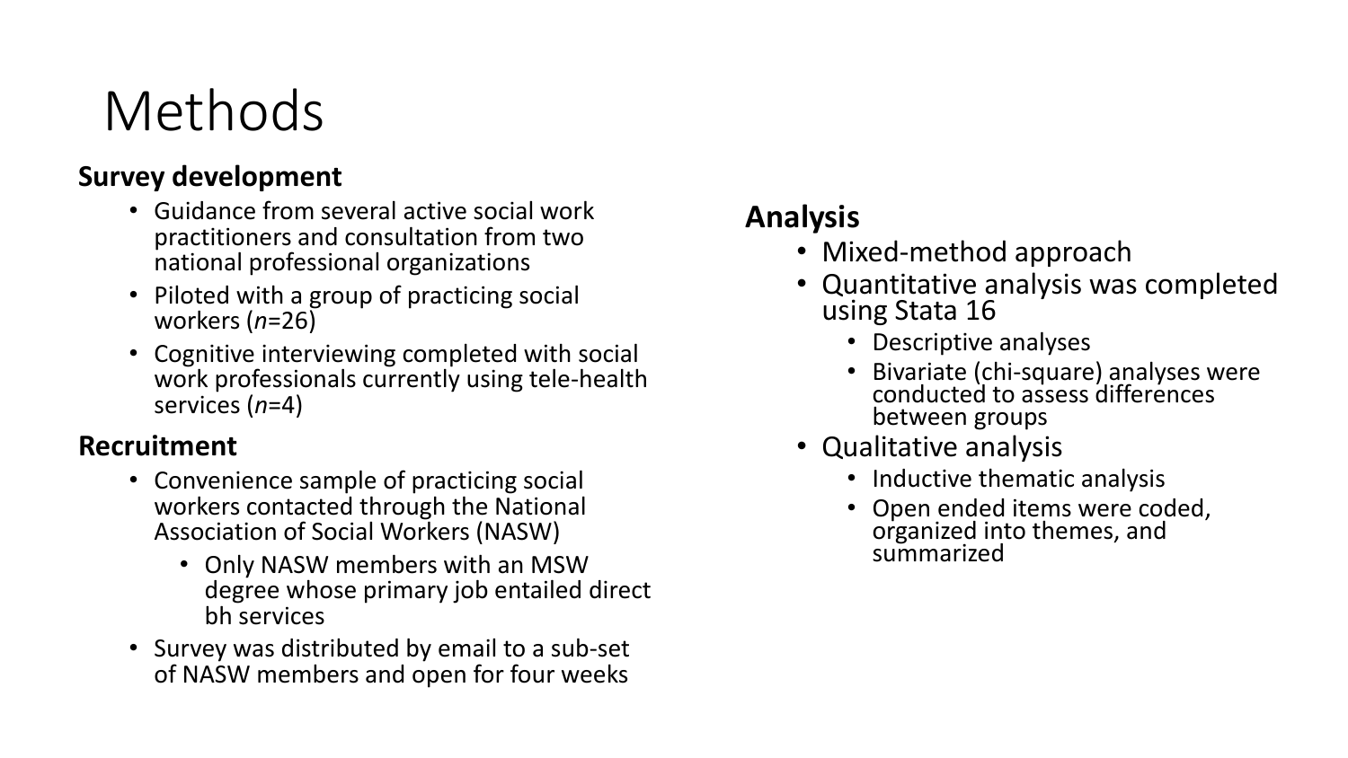# Methods

## Survey development

- Guidance from several active social work practitioners and consultation from two national professional organizations
- Piloted with a group of practicing social workers (*n*=26)
- Cognitive interviewing completed with social work professionals currently using tele-health services (*n*=4)

## Recruitment

- Convenience sample of practicing social workers contacted through the National Association of Social Workers (NASW)
  - Only NASW members with an MSW degree whose primary job entailed direct bh services
- Survey was distributed by email to a sub-set of NASW members and open for four weeks

## Analysis

- Mixed-method approach
- Quantitative analysis was completed using Stata 16
  - Descriptive analyses
  - Bivariate (chi-square) analyses were conducted to assess differences between groups
- Qualitative analysis
  - Inductive thematic analysis
  - Open ended items were coded, organized into themes, and summarized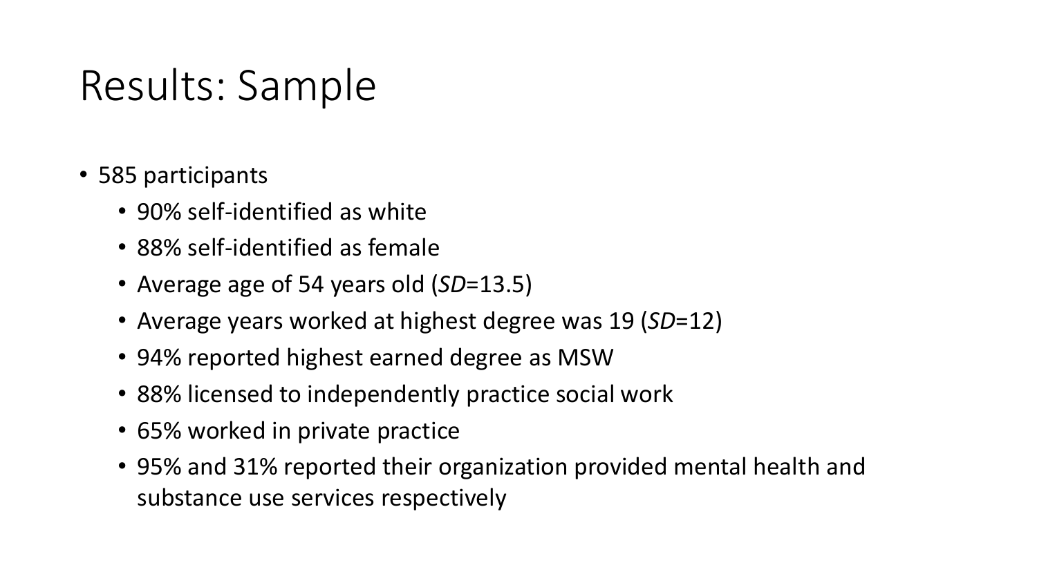# Results: Sample

- 585 participants
  - 90% self-identified as white
  - 88% self-identified as female
  - Average age of 54 years old (*SD*=13.5)
  - Average years worked at highest degree was 19 (*SD*=12)
  - 94% reported highest earned degree as MSW
  - 88% licensed to independently practice social work
  - 65% worked in private practice
  - 95% and 31% reported their organization provided mental health and substance use services respectively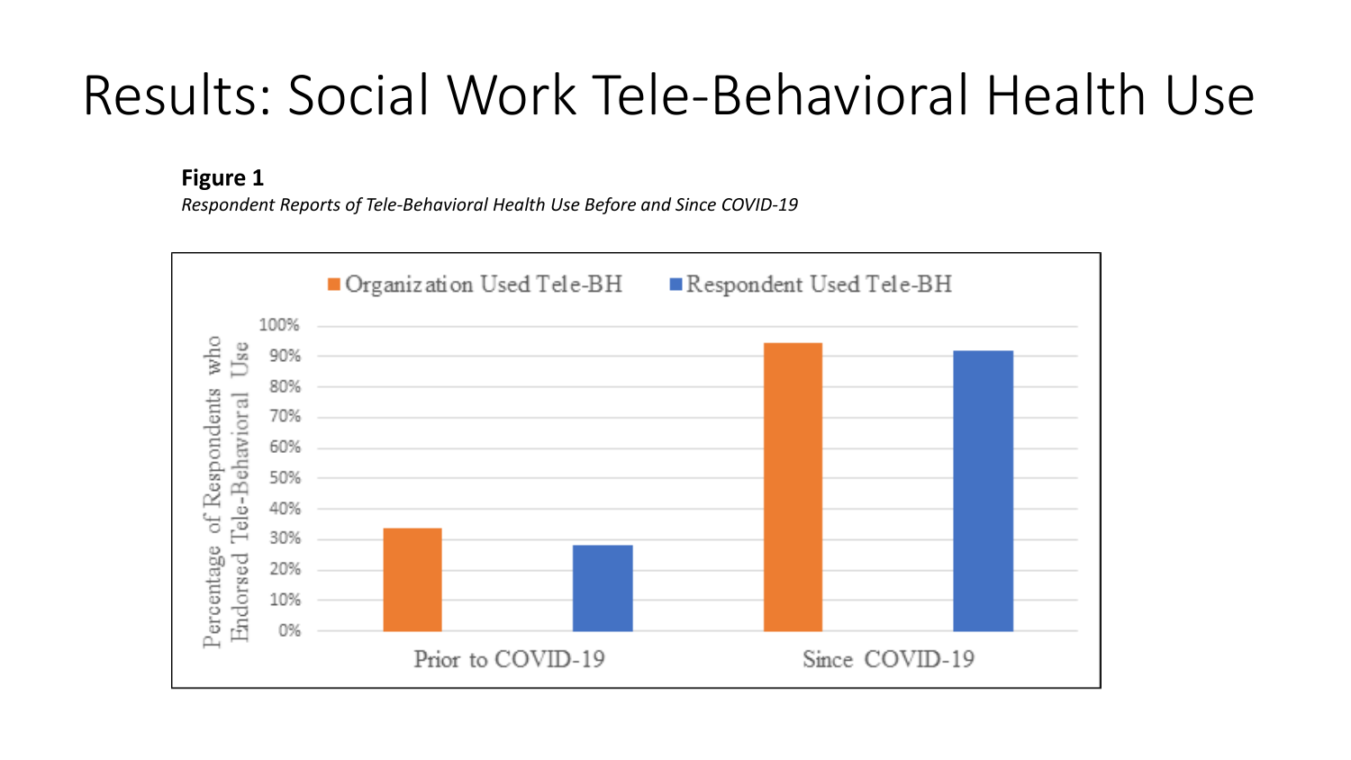# Results: Social Work Tele-Behavioral Health Use

**Figure 1**

*Respondent Reports of Tele-Behavioral Health Use Before and Since COVID-19*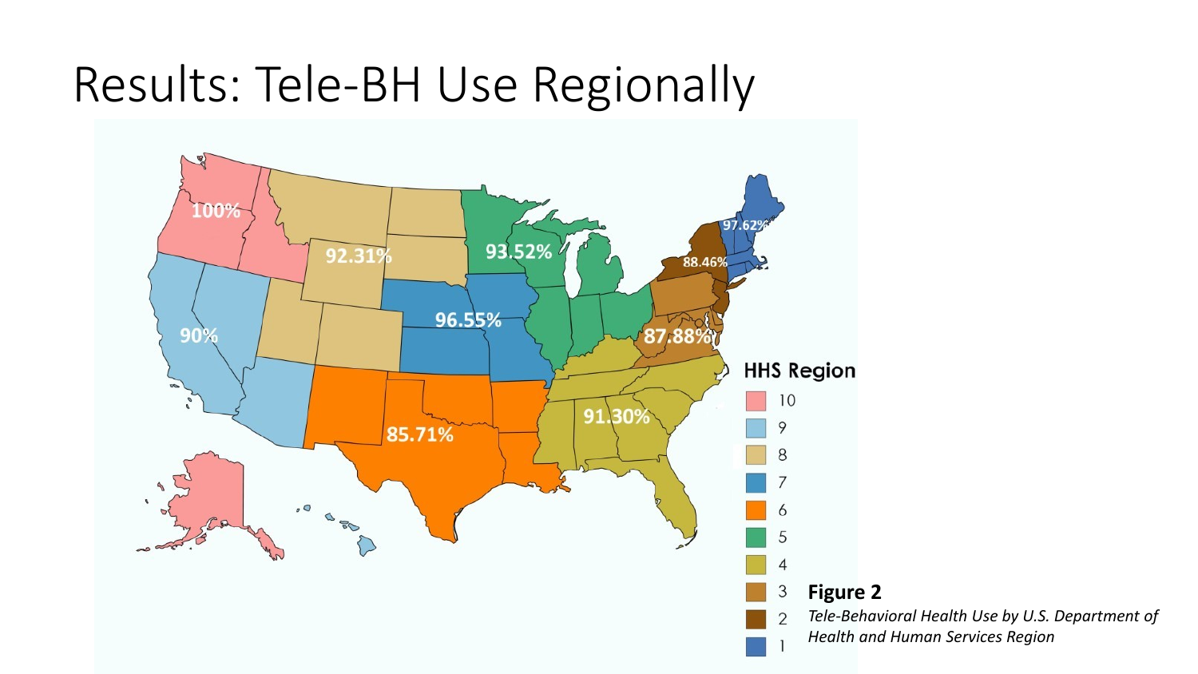# Results: Tele-BH Use Regionally

| HHS Region | Tele-BH Use |
| --- | --- |
| 10 | 100% |
| 9 | 90% |
| 8 | 92.31% |
| 7 | 96.55% |
| 6 | 85.71% |
| 5 | 93.52% |
| 4 | 91.30% |
| 3 | 87.88% |
| 2 | 88.46% |
| 1 | 97.62% |

**Figure 2**

*Tele-Behavioral Health Use by U.S. Department of Health and Human Services Region*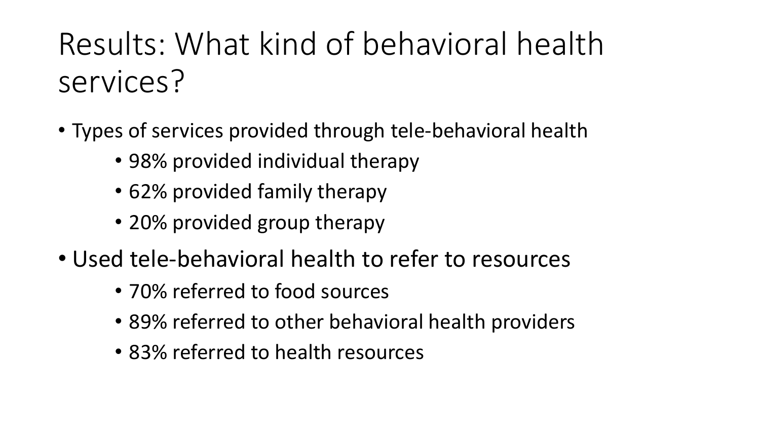# Results: What kind of behavioral health services?

- Types of services provided through tele-behavioral health
  - 98% provided individual therapy
  - 62% provided family therapy
  - 20% provided group therapy
- Used tele-behavioral health to refer to resources
  - 70% referred to food sources
  - 89% referred to other behavioral health providers
  - 83% referred to health resources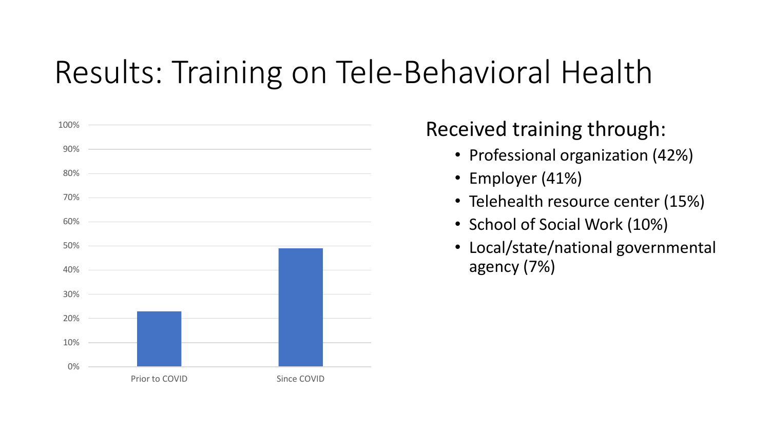# Results: Training on Tele-Behavioral Health

| | Percentage |
|---|---|
| Prior to COVID | ~23% |
| Since COVID | ~49% |

Received training through:

- Professional organization (42%)
- Employer (41%)
- Telehealth resource center (15%)
- School of Social Work (10%)
- Local/state/national governmental agency (7%)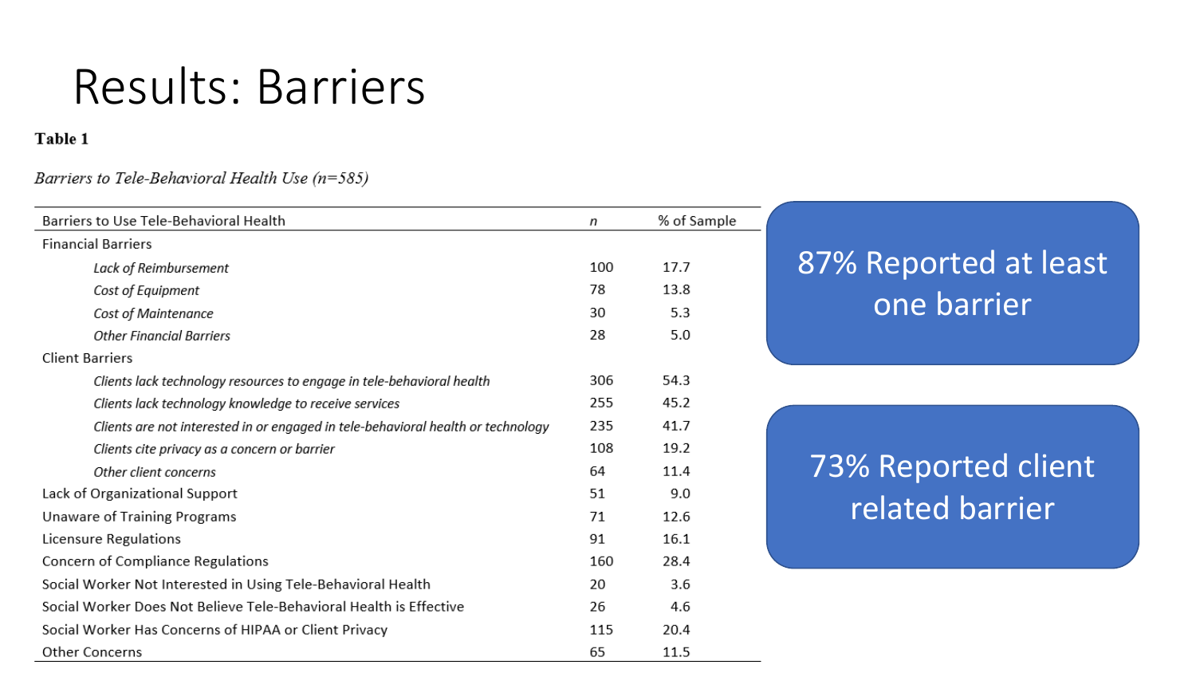# Results: Barriers

**Table 1**

*Barriers to Tele-Behavioral Health Use (n=585)*

| Barriers to Use Tele-Behavioral Health | *n* | % of Sample |
|---|---|---|
| Financial Barriers | | |
| *Lack of Reimbursement* | 100 | 17.7 |
| *Cost of Equipment* | 78 | 13.8 |
| *Cost of Maintenance* | 30 | 5.3 |
| *Other Financial Barriers* | 28 | 5.0 |
| Client Barriers | | |
| *Clients lack technology resources to engage in tele-behavioral health* | 306 | 54.3 |
| *Clients lack technology knowledge to receive services* | 255 | 45.2 |
| *Clients are not interested in or engaged in tele-behavioral health or technology* | 235 | 41.7 |
| *Clients cite privacy as a concern or barrier* | 108 | 19.2 |
| *Other client concerns* | 64 | 11.4 |
| Lack of Organizational Support | 51 | 9.0 |
| Unaware of Training Programs | 71 | 12.6 |
| Licensure Regulations | 91 | 16.1 |
| Concern of Compliance Regulations | 160 | 28.4 |
| Social Worker Not Interested in Using Tele-Behavioral Health | 20 | 3.6 |
| Social Worker Does Not Believe Tele-Behavioral Health is Effective | 26 | 4.6 |
| Social Worker Has Concerns of HIPAA or Client Privacy | 115 | 20.4 |
| Other Concerns | 65 | 11.5 |

87% Reported at least one barrier

73% Reported client related barrier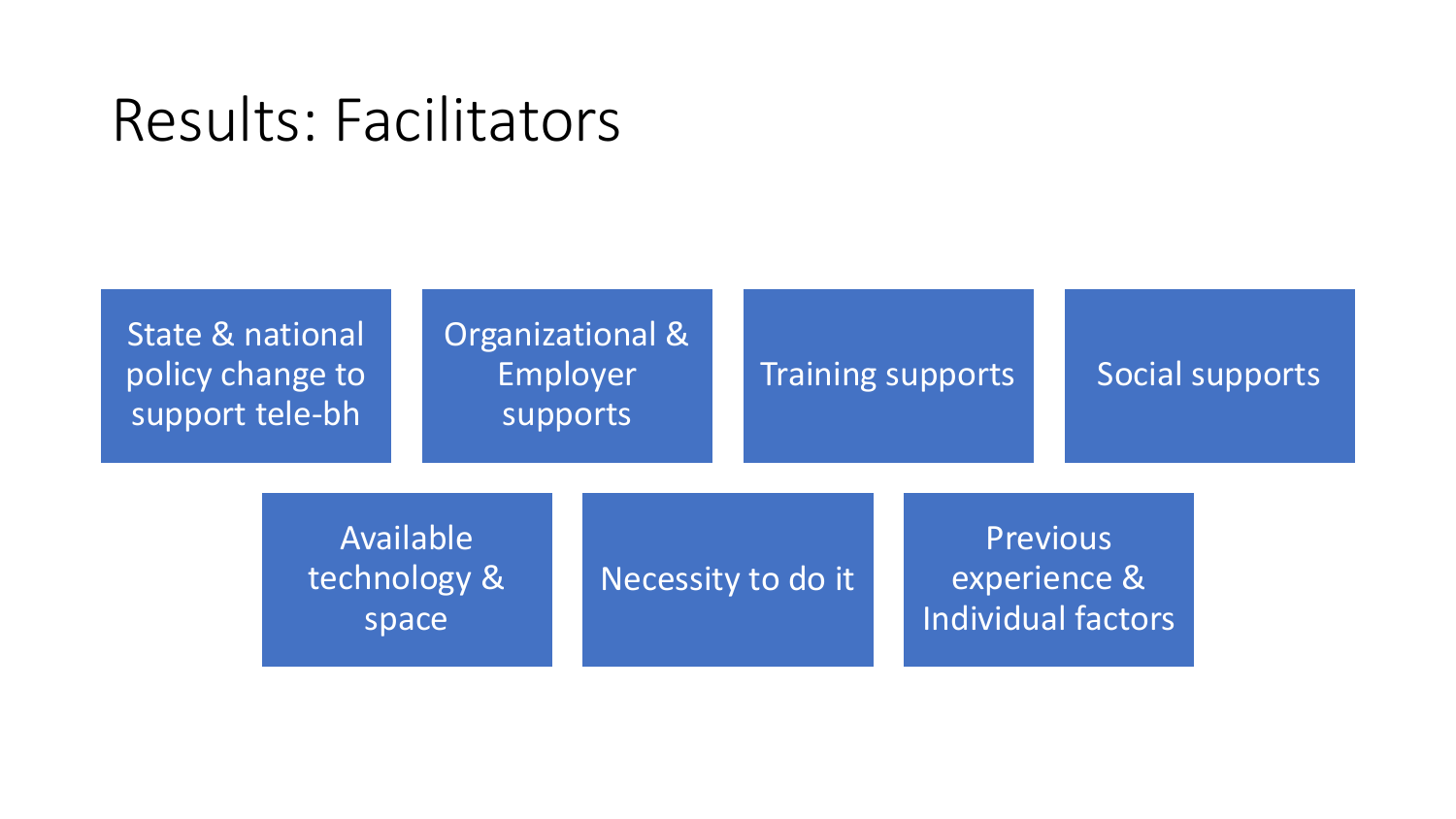# Results: Facilitators

- State & national policy change to support tele-bh
- Organizational & Employer supports
- Training supports
- Social supports
- Available technology & space
- Necessity to do it
- Previous experience & Individual factors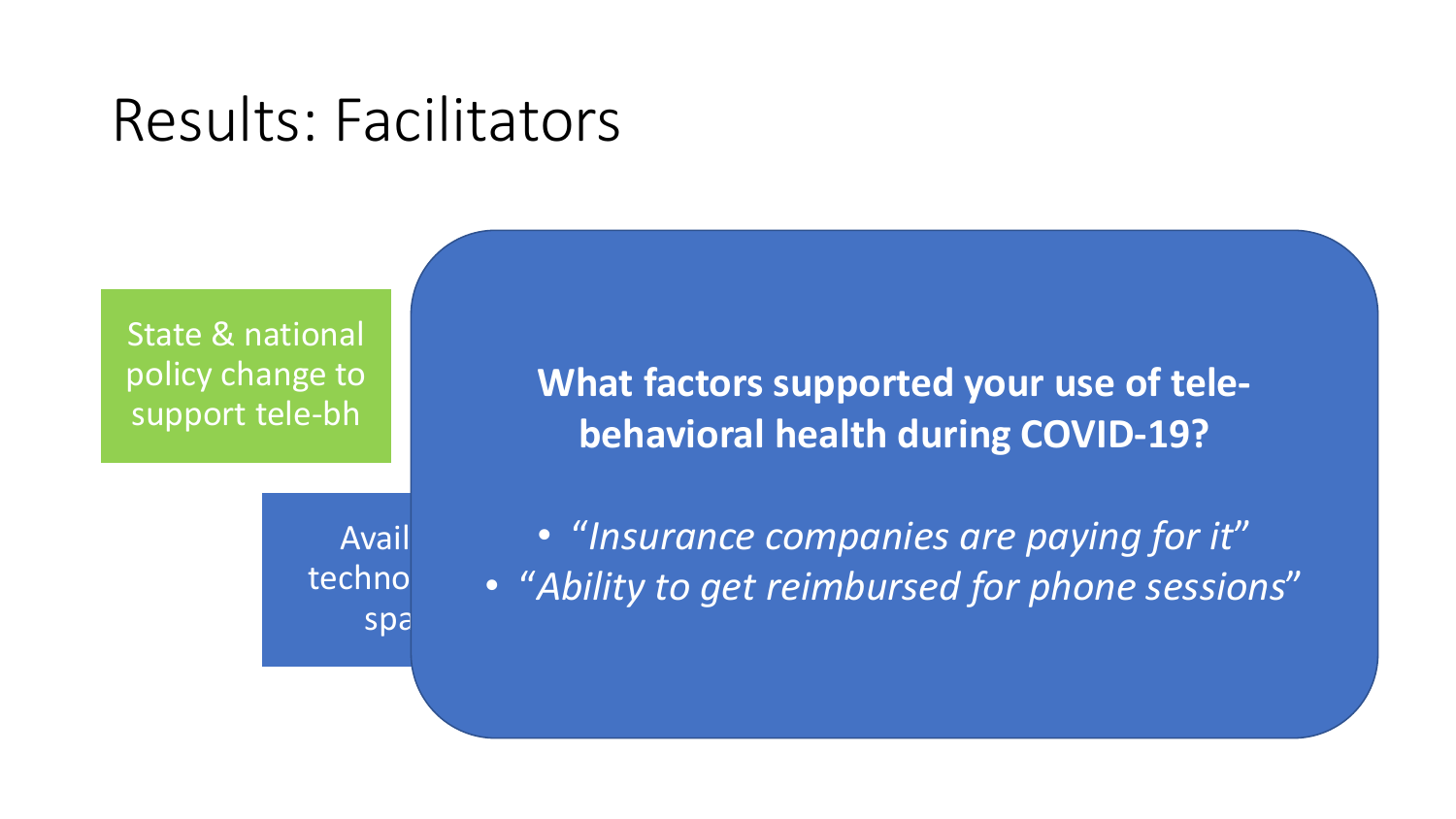# Results: Facilitators

State & national policy change to support tele-bh

Avail techno spa

**What factors supported your use of tele-behavioral health during COVID-19?**

- *"Insurance companies are paying for it"*
- *"Ability to get reimbursed for phone sessions"*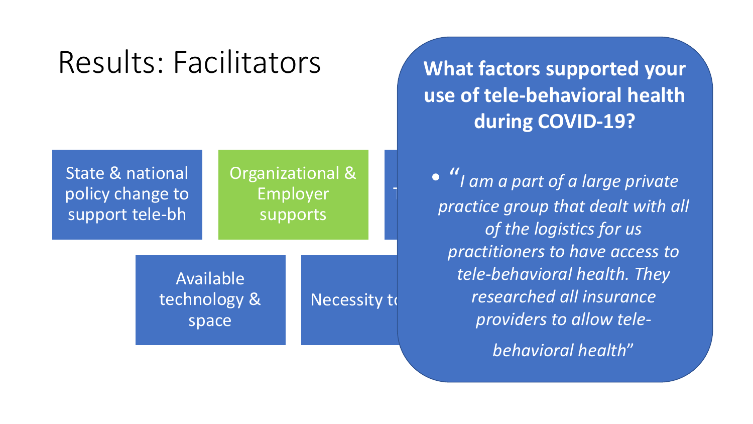# Results: Facilitators

- State & national policy change to support tele-bh
- Organizational & Employer supports
- Available technology & space
- Necessity t

**What factors supported your use of tele-behavioral health during COVID-19?**

- *"I am a part of a large private practice group that dealt with all of the logistics for us practitioners to have access to tele-behavioral health. They researched all insurance providers to allow tele-behavioral health"*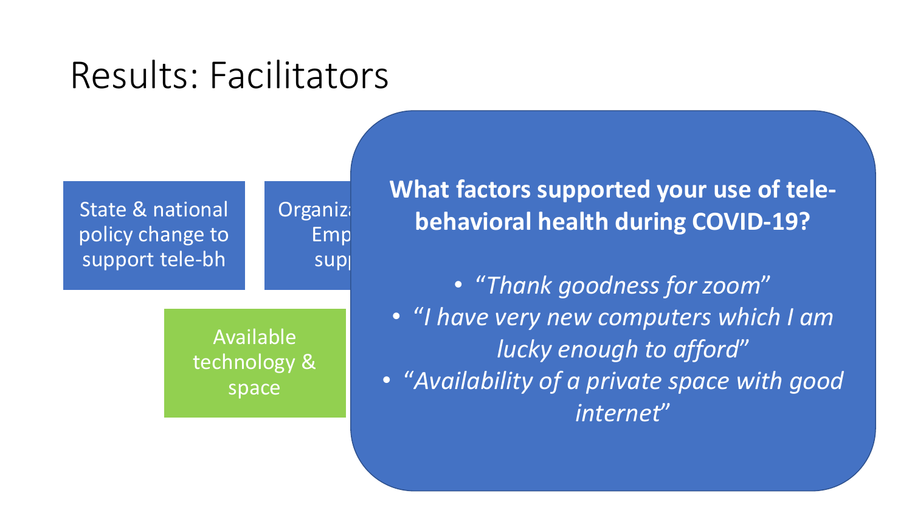# Results: Facilitators

State & national policy change to support tele-bh

Organiza... Emp... sup...

Available technology & space

**What factors supported your use of tele-behavioral health during COVID-19?**

- *"Thank goodness for zoom"*
- *"I have very new computers which I am lucky enough to afford"*
- *"Availability of a private space with good internet"*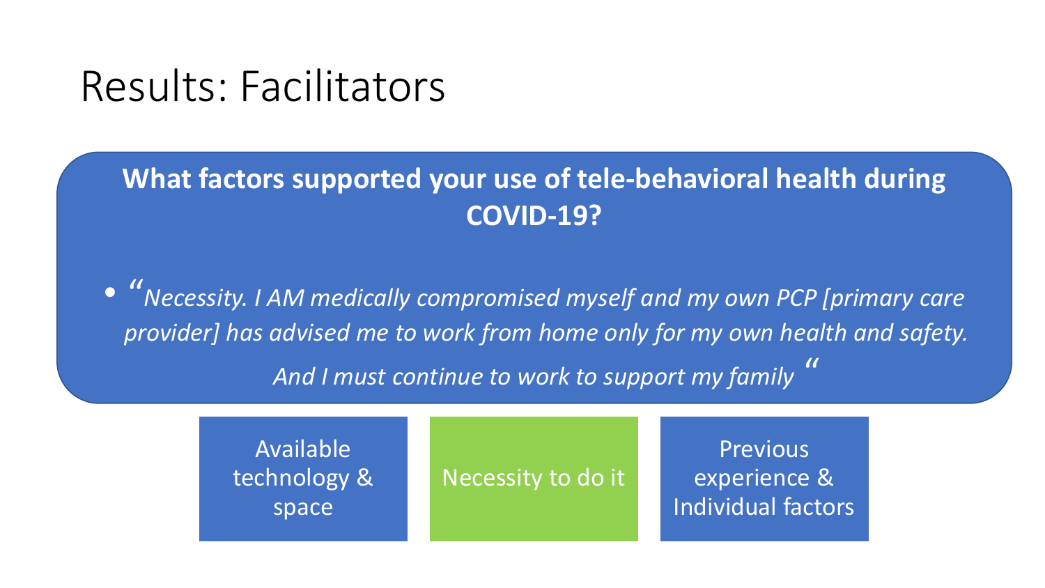# Results: Facilitators

**What factors supported your use of tele-behavioral health during COVID-19?**

- *"Necessity. I AM medically compromised myself and my own PCP [primary care provider] has advised me to work from home only for my own health and safety. And I must continue to work to support my family "*

- Available technology & space
- Necessity to do it
- Previous experience & Individual factors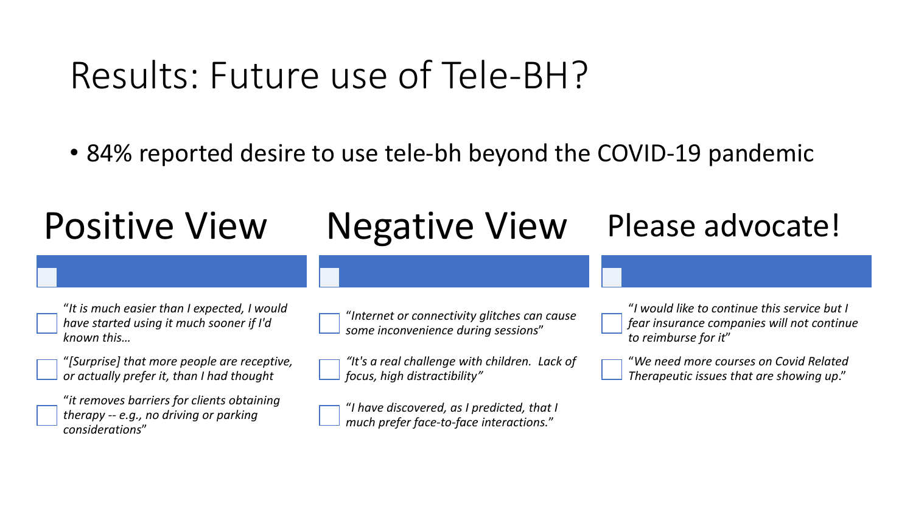# Results: Future use of Tele-BH?

- 84% reported desire to use tele-bh beyond the COVID-19 pandemic

## Positive View

- *"It is much easier than I expected, I would have started using it much sooner if I'd known this…*
- *"[Surprise] that more people are receptive, or actually prefer it, than I had thought*
- *"it removes barriers for clients obtaining therapy -- e.g., no driving or parking considerations"*

## Negative View

- *"Internet or connectivity glitches can cause some inconvenience during sessions"*
- *"It's a real challenge with children. Lack of focus, high distractibility"*
- *"I have discovered, as I predicted, that I much prefer face-to-face interactions."*

## Please advocate!

- *"I would like to continue this service but I fear insurance companies will not continue to reimburse for it"*
- *"We need more courses on Covid Related Therapeutic issues that are showing up."*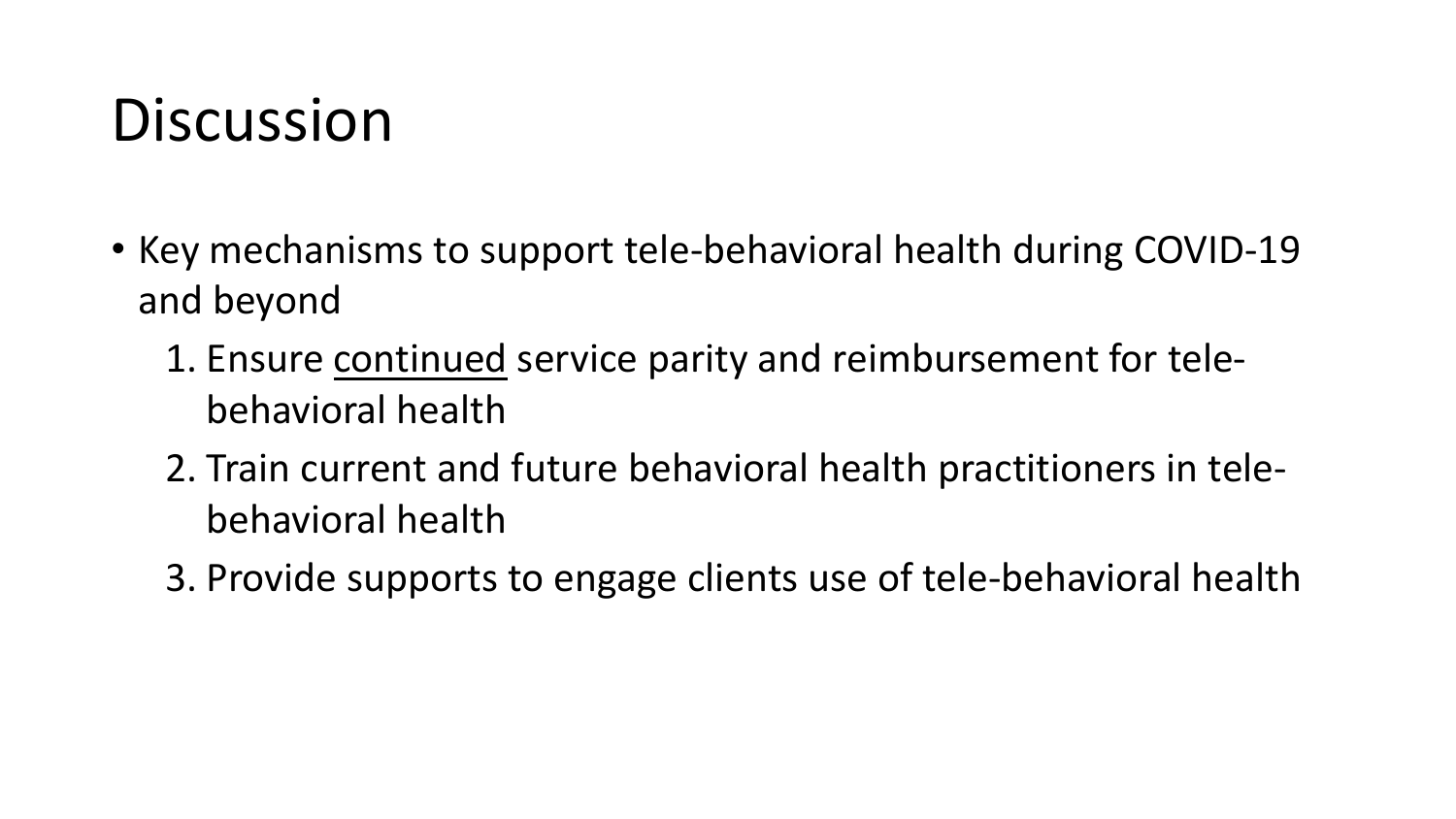# Discussion

- Key mechanisms to support tele-behavioral health during COVID-19 and beyond
    1. Ensure <u>continued</u> service parity and reimbursement for tele-behavioral health
    2. Train current and future behavioral health practitioners in tele-behavioral health
    3. Provide supports to engage clients use of tele-behavioral health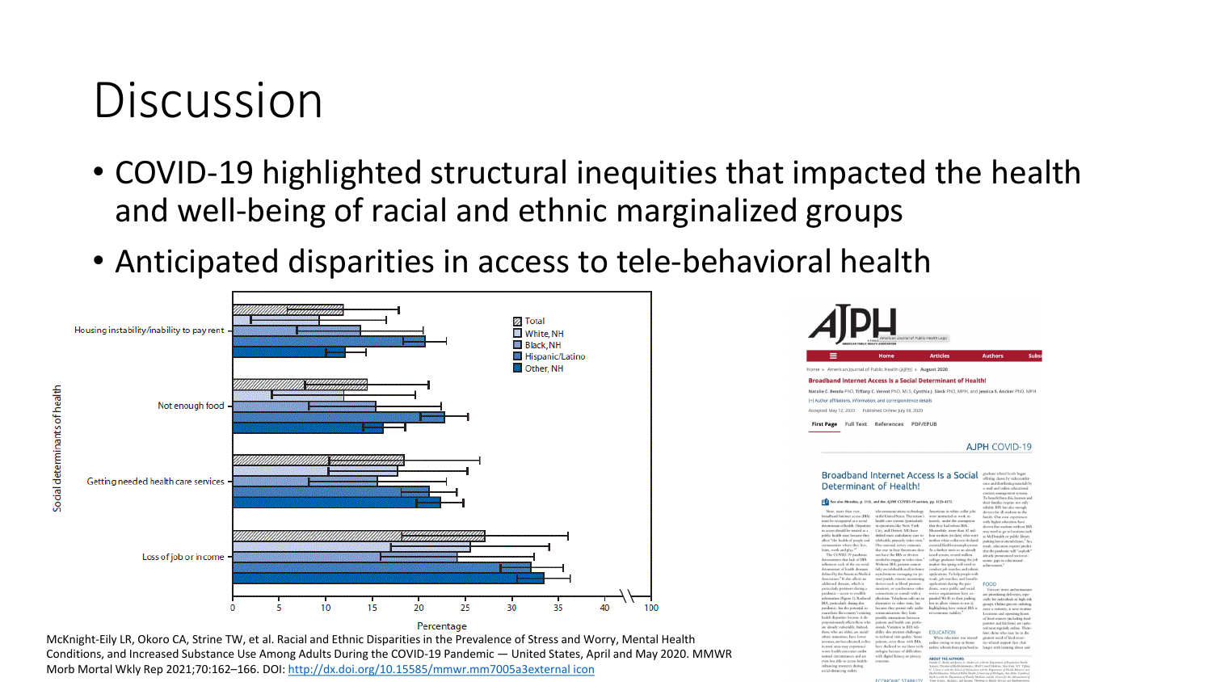# Discussion

- COVID-19 highlighted structural inequities that impacted the health and well-being of racial and ethnic marginalized groups
- Anticipated disparities in access to tele-behavioral health

McKnight-Eily LR, Okoro CA, Strine TW, et al. Racial and Ethnic Disparities in the Prevalence of Stress and Worry, Mental Health Conditions, and Increased Substance Use Among Adults During the COVID-19 Pandemic — United States, April and May 2020. MMWR Morb Mortal Wkly Rep 2021;70:162–166. DOI: http://dx.doi.org/10.15585/mmwr.mm7005a3external icon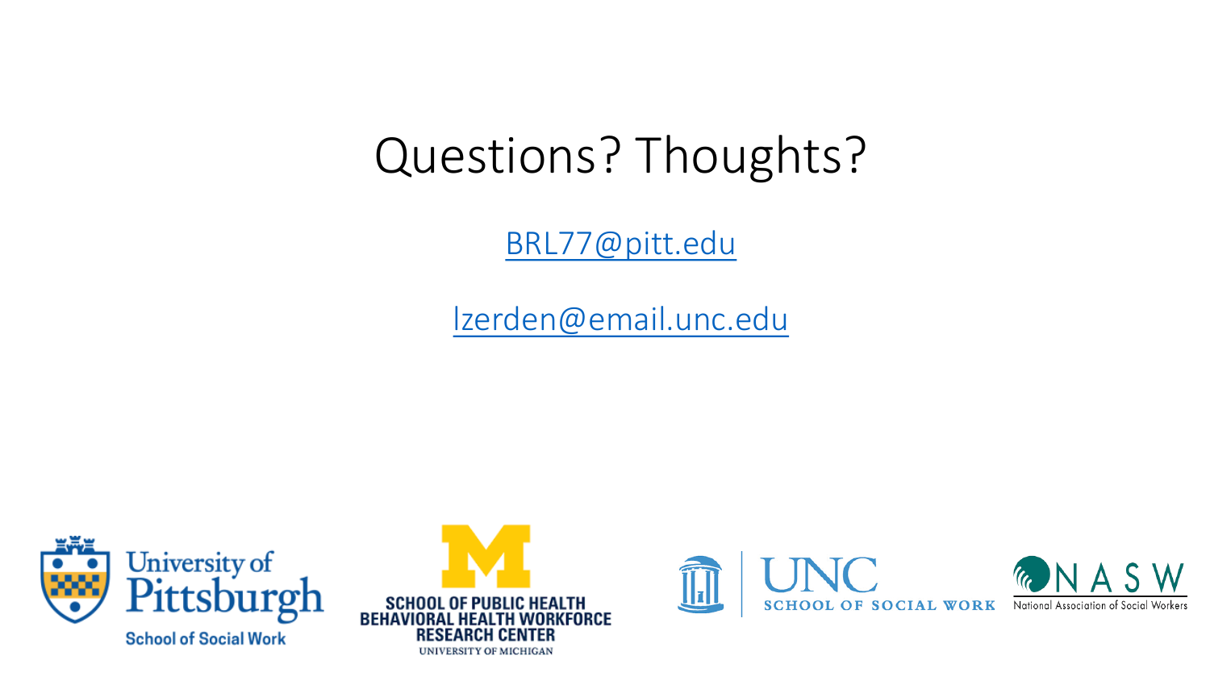# Questions? Thoughts?

BRL77@pitt.edu

lzerden@email.unc.edu

University of Pittsburgh School of Social Work

School of Public Health Behavioral Health Workforce Research Center University of Michigan

UNC School of Social Work

NASW National Association of Social Workers